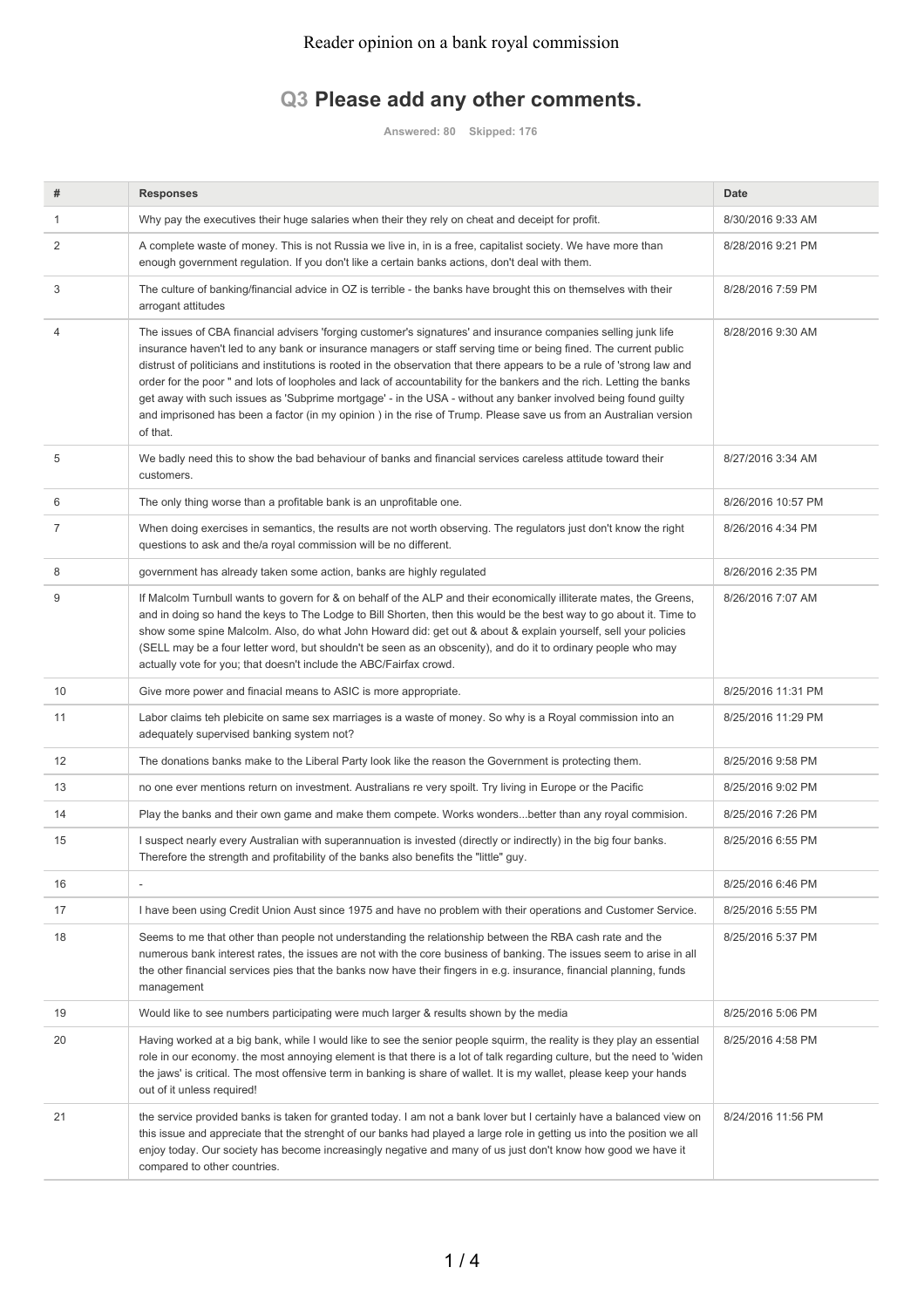Reader opinion on a bank royal commission

## Q3 Please add any other comments.

Answered: 80 Skipped: 176

| # | Responses | Date |
|---|---|---|
| 1 | Why pay the executives their huge salaries when their they rely on cheat and deceipt for profit. | 8/30/2016 9:33 AM |
| 2 | A complete waste of money. This is not Russia we live in, in is a free, capitalist society. We have more than enough government regulation. If you don't like a certain banks actions, don't deal with them. | 8/28/2016 9:21 PM |
| 3 | The culture of banking/financial advice in OZ is terrible - the banks have brought this on themselves with their arrogant attitudes | 8/28/2016 7:59 PM |
| 4 | The issues of CBA financial advisers 'forging customer's signatures' and insurance companies selling junk life insurance haven't led to any bank or insurance managers or staff serving time or being fined. The current public distrust of politicians and institutions is rooted in the observation that there appears to be a rule of 'strong law and order for the poor " and lots of loopholes and lack of accountability for the bankers and the rich. Letting the banks get away with such issues as 'Subprime mortgage' - in the USA - without any banker involved being found guilty and imprisoned has been a factor (in my opinion ) in the rise of Trump. Please save us from an Australian version of that. | 8/28/2016 9:30 AM |
| 5 | We badly need this to show the bad behaviour of banks and financial services careless attitude toward their customers. | 8/27/2016 3:34 AM |
| 6 | The only thing worse than a profitable bank is an unprofitable one. | 8/26/2016 10:57 PM |
| 7 | When doing exercises in semantics, the results are not worth observing. The regulators just don't know the right questions to ask and the/a royal commission will be no different. | 8/26/2016 4:34 PM |
| 8 | government has already taken some action, banks are highly regulated | 8/26/2016 2:35 PM |
| 9 | If Malcolm Turnbull wants to govern for & on behalf of the ALP and their economically illiterate mates, the Greens, and in doing so hand the keys to The Lodge to Bill Shorten, then this would be the best way to go about it. Time to show some spine Malcolm. Also, do what John Howard did: get out & about & explain yourself, sell your policies (SELL may be a four letter word, but shouldn't be seen as an obscenity), and do it to ordinary people who may actually vote for you; that doesn't include the ABC/Fairfax crowd. | 8/26/2016 7:07 AM |
| 10 | Give more power and finacial means to ASIC is more appropriate. | 8/25/2016 11:31 PM |
| 11 | Labor claims teh plebicite on same sex marriages is a waste of money. So why is a Royal commission into an adequately supervised banking system not? | 8/25/2016 11:29 PM |
| 12 | The donations banks make to the Liberal Party look like the reason the Government is protecting them. | 8/25/2016 9:58 PM |
| 13 | no one ever mentions return on investment. Australians re very spoilt. Try living in Europe or the Pacific | 8/25/2016 9:02 PM |
| 14 | Play the banks and their own game and make them compete. Works wonders...better than any royal commision. | 8/25/2016 7:26 PM |
| 15 | I suspect nearly every Australian with superannuation is invested (directly or indirectly) in the big four banks. Therefore the strength and profitability of the banks also benefits the "little" guy. | 8/25/2016 6:55 PM |
| 16 | - | 8/25/2016 6:46 PM |
| 17 | I have been using Credit Union Aust since 1975 and have no problem with their operations and Customer Service. | 8/25/2016 5:55 PM |
| 18 | Seems to me that other than people not understanding the relationship between the RBA cash rate and the numerous bank interest rates, the issues are not with the core business of banking. The issues seem to arise in all the other financial services pies that the banks now have their fingers in e.g. insurance, financial planning, funds management | 8/25/2016 5:37 PM |
| 19 | Would like to see numbers participating were much larger & results shown by the media | 8/25/2016 5:06 PM |
| 20 | Having worked at a big bank, while I would like to see the senior people squirm, the reality is they play an essential role in our economy. the most annoying element is that there is a lot of talk regarding culture, but the need to 'widen the jaws' is critical. The most offensive term in banking is share of wallet. It is my wallet, please keep your hands out of it unless required! | 8/25/2016 4:58 PM |
| 21 | the service provided banks is taken for granted today. I am not a bank lover but I certainly have a balanced view on this issue and appreciate that the strenght of our banks had played a large role in getting us into the position we all enjoy today. Our society has become increasingly negative and many of us just don't know how good we have it compared to other countries. | 8/24/2016 11:56 PM |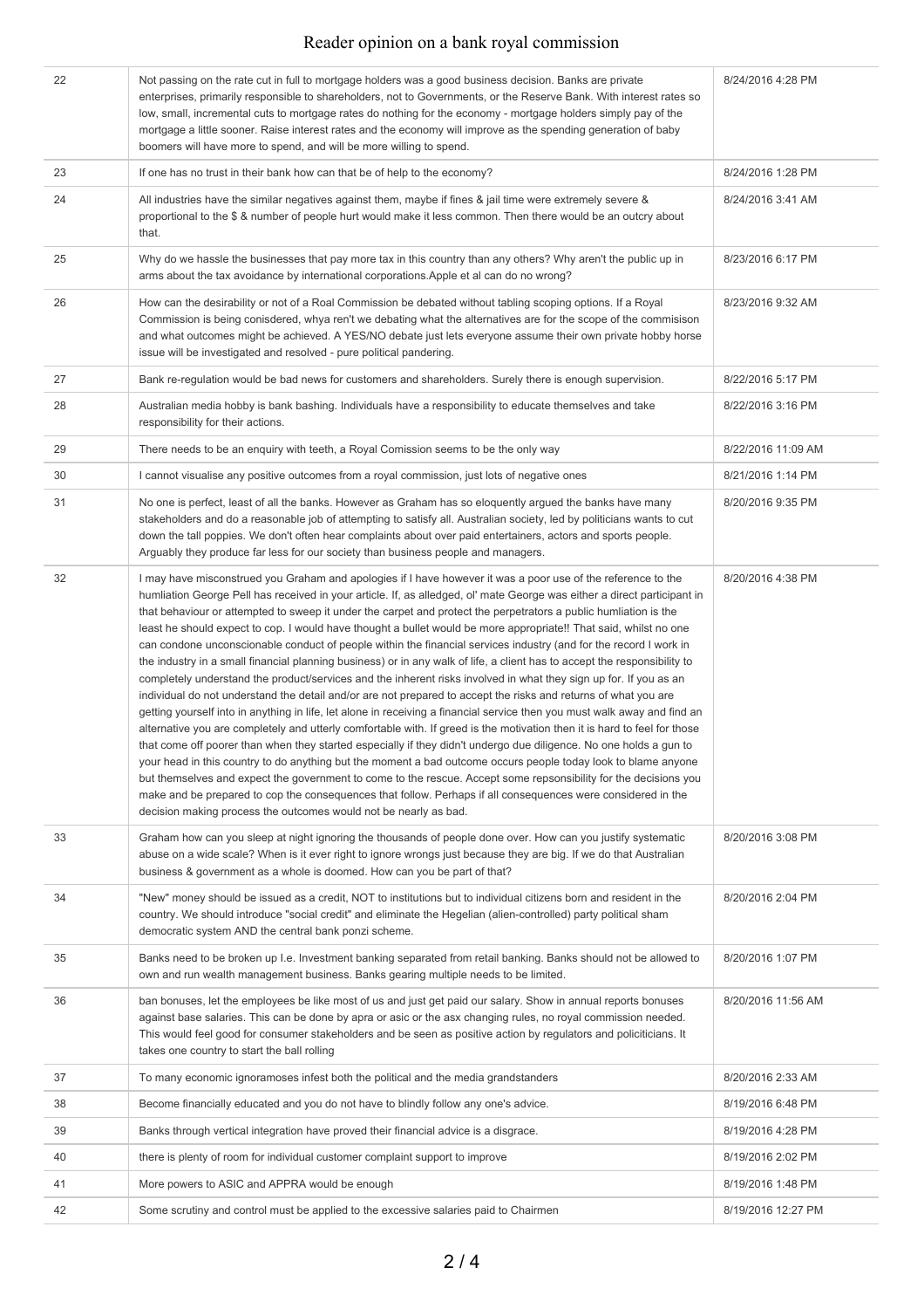| | | |
|---|---|---|
| 22 | Not passing on the rate cut in full to mortgage holders was a good business decision. Banks are private enterprises, primarily responsible to shareholders, not to Governments, or the Reserve Bank. With interest rates so low, small, incremental cuts to mortgage rates do nothing for the economy - mortgage holders simply pay of the mortgage a little sooner. Raise interest rates and the economy will improve as the spending generation of baby boomers will have more to spend, and will be more willing to spend. | 8/24/2016 4:28 PM |
| 23 | If one has no trust in their bank how can that be of help to the economy? | 8/24/2016 1:28 PM |
| 24 | All industries have the similar negatives against them, maybe if fines & jail time were extremely severe & proportional to the $ & number of people hurt would make it less common. Then there would be an outcry about that. | 8/24/2016 3:41 AM |
| 25 | Why do we hassle the businesses that pay more tax in this country than any others? Why aren't the public up in arms about the tax avoidance by international corporations.Apple et al can do no wrong? | 8/23/2016 6:17 PM |
| 26 | How can the desirability or not of a Roal Commission be debated without tabling scoping options. If a Royal Commission is being conisdered, whya ren't we debating what the alternatives are for the scope of the commisison and what outcomes might be achieved. A YES/NO debate just lets everyone assume their own private hobby horse issue will be investigated and resolved - pure political pandering. | 8/23/2016 9:32 AM |
| 27 | Bank re-regulation would be bad news for customers and shareholders. Surely there is enough supervision. | 8/22/2016 5:17 PM |
| 28 | Australian media hobby is bank bashing. Individuals have a responsibility to educate themselves and take responsibility for their actions. | 8/22/2016 3:16 PM |
| 29 | There needs to be an enquiry with teeth, a Royal Comission seems to be the only way | 8/22/2016 11:09 AM |
| 30 | I cannot visualise any positive outcomes from a royal commission, just lots of negative ones | 8/21/2016 1:14 PM |
| 31 | No one is perfect, least of all the banks. However as Graham has so eloquently argued the banks have many stakeholders and do a reasonable job of attempting to satisfy all. Australian society, led by politicians wants to cut down the tall poppies. We don't often hear complaints about over paid entertainers, actors and sports people. Arguably they produce far less for our society than business people and managers. | 8/20/2016 9:35 PM |
| 32 | I may have misconstrued you Graham and apologies if I have however it was a poor use of the reference to the humliation George Pell has received in your article. If, as alledged, ol' mate George was either a direct participant in that behaviour or attempted to sweep it under the carpet and protect the perpetrators a public humliation is the least he should expect to cop. I would have thought a bullet would be more appropriate!! That said, whilst no one can condone unconscionable conduct of people within the financial services industry (and for the record I work in the industry in a small financial planning business) or in any walk of life, a client has to accept the responsibility to completely understand the product/services and the inherent risks involved in what they sign up for. If you as an individual do not understand the detail and/or are not prepared to accept the risks and returns of what you are getting yourself into in anything in life, let alone in receiving a financial service then you must walk away and find an alternative you are completely and utterly comfortable with. If greed is the motivation then it is hard to feel for those that come off poorer than when they started especially if they didn't undergo due diligence. No one holds a gun to your head in this country to do anything but the moment a bad outcome occurs people today look to blame anyone but themselves and expect the government to come to the rescue. Accept some repsonsibility for the decisions you make and be prepared to cop the consequences that follow. Perhaps if all consequences were considered in the decision making process the outcomes would not be nearly as bad. | 8/20/2016 4:38 PM |
| 33 | Graham how can you sleep at night ignoring the thousands of people done over. How can you justify systematic abuse on a wide scale? When is it ever right to ignore wrongs just because they are big. If we do that Australian business & government as a whole is doomed. How can you be part of that? | 8/20/2016 3:08 PM |
| 34 | "New" money should be issued as a credit, NOT to institutions but to individual citizens born and resident in the country. We should introduce "social credit" and eliminate the Hegelian (alien-controlled) party political sham democratic system AND the central bank ponzi scheme. | 8/20/2016 2:04 PM |
| 35 | Banks need to be broken up I.e. Investment banking separated from retail banking. Banks should not be allowed to own and run wealth management business. Banks gearing multiple needs to be limited. | 8/20/2016 1:07 PM |
| 36 | ban bonuses, let the employees be like most of us and just get paid our salary. Show in annual reports bonuses against base salaries. This can be done by apra or asic or the asx changing rules, no royal commission needed. This would feel good for consumer stakeholders and be seen as positive action by regulators and policiticians. It takes one country to start the ball rolling | 8/20/2016 11:56 AM |
| 37 | To many economic ignoramoses infest both the political and the media grandstanders | 8/20/2016 2:33 AM |
| 38 | Become financially educated and you do not have to blindly follow any one's advice. | 8/19/2016 6:48 PM |
| 39 | Banks through vertical integration have proved their financial advice is a disgrace. | 8/19/2016 4:28 PM |
| 40 | there is plenty of room for individual customer complaint support to improve | 8/19/2016 2:02 PM |
| 41 | More powers to ASIC and APPRA would be enough | 8/19/2016 1:48 PM |
| 42 | Some scrutiny and control must be applied to the excessive salaries paid to Chairmen | 8/19/2016 12:27 PM |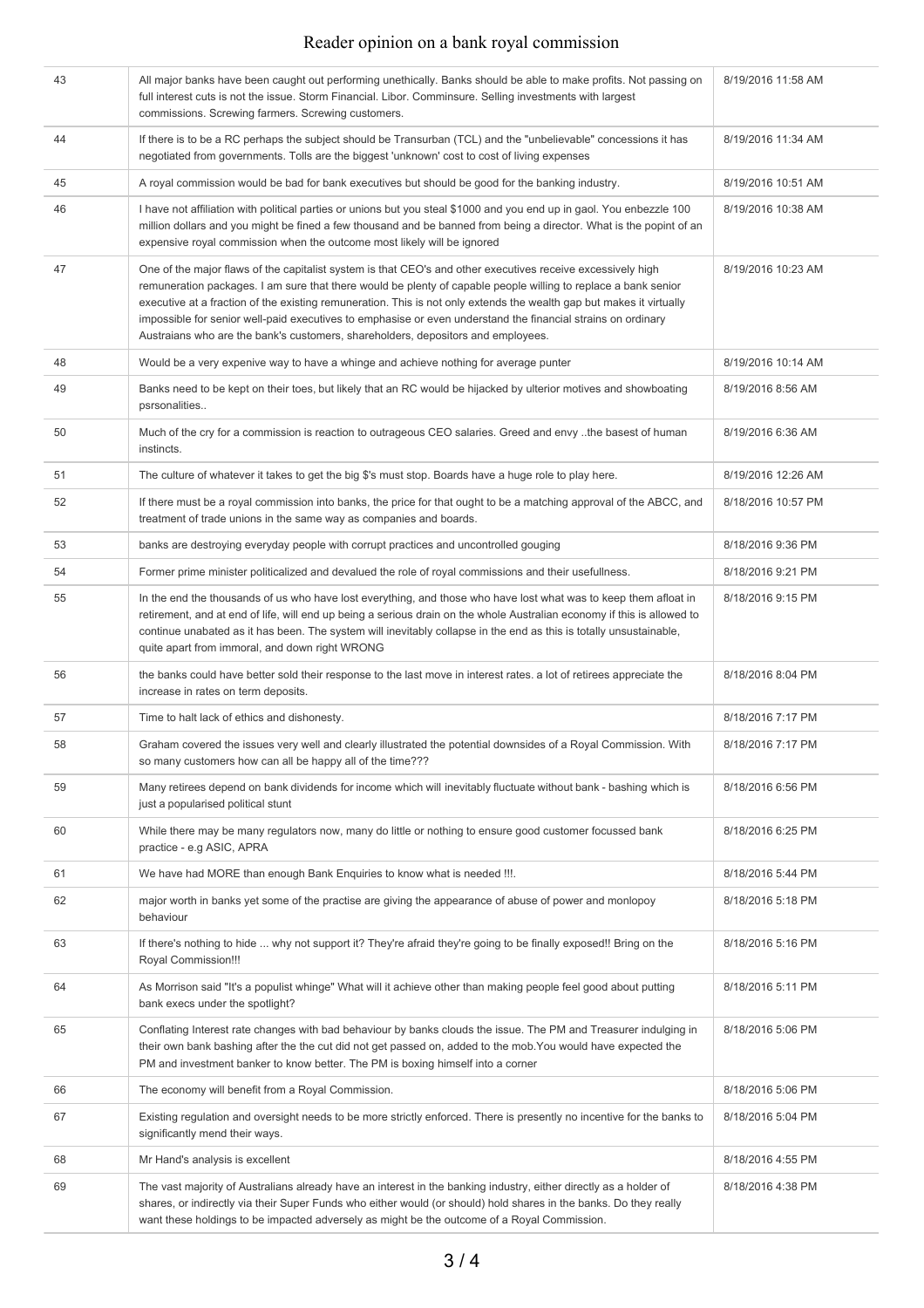| | | |
|---|---|---|
| 43 | All major banks have been caught out performing unethically. Banks should be able to make profits. Not passing on full interest cuts is not the issue. Storm Financial. Libor. Comminsure. Selling investments with largest commissions. Screwing farmers. Screwing customers. | 8/19/2016 11:58 AM |
| 44 | If there is to be a RC perhaps the subject should be Transurban (TCL) and the "unbelievable" concessions it has negotiated from governments. Tolls are the biggest 'unknown' cost to cost of living expenses | 8/19/2016 11:34 AM |
| 45 | A royal commission would be bad for bank executives but should be good for the banking industry. | 8/19/2016 10:51 AM |
| 46 | I have not affiliation with political parties or unions but you steal $1000 and you end up in gaol. You enbezzle 100 million dollars and you might be fined a few thousand and be banned from being a director. What is the popint of an expensive royal commission when the outcome most likely will be ignored | 8/19/2016 10:38 AM |
| 47 | One of the major flaws of the capitalist system is that CEO's and other executives receive excessively high remuneration packages. I am sure that there would be plenty of capable people willing to replace a bank senior executive at a fraction of the existing remuneration. This is not only extends the wealth gap but makes it virtually impossible for senior well-paid executives to emphasise or even understand the financial strains on ordinary Austraians who are the bank's customers, shareholders, depositors and employees. | 8/19/2016 10:23 AM |
| 48 | Would be a very expenive way to have a whinge and achieve nothing for average punter | 8/19/2016 10:14 AM |
| 49 | Banks need to be kept on their toes, but likely that an RC would be hijacked by ulterior motives and showboating psrsonalities.. | 8/19/2016 8:56 AM |
| 50 | Much of the cry for a commission is reaction to outrageous CEO salaries. Greed and envy ..the basest of human instincts. | 8/19/2016 6:36 AM |
| 51 | The culture of whatever it takes to get the big $'s must stop. Boards have a huge role to play here. | 8/19/2016 12:26 AM |
| 52 | If there must be a royal commission into banks, the price for that ought to be a matching approval of the ABCC, and treatment of trade unions in the same way as companies and boards. | 8/18/2016 10:57 PM |
| 53 | banks are destroying everyday people with corrupt practices and uncontrolled gouging | 8/18/2016 9:36 PM |
| 54 | Former prime minister politicalized and devalued the role of royal commissions and their usefullness. | 8/18/2016 9:21 PM |
| 55 | In the end the thousands of us who have lost everything, and those who have lost what was to keep them afloat in retirement, and at end of life, will end up being a serious drain on the whole Australian economy if this is allowed to continue unabated as it has been. The system will inevitably collapse in the end as this is totally unsustainable, quite apart from immoral, and down right WRONG | 8/18/2016 9:15 PM |
| 56 | the banks could have better sold their response to the last move in interest rates. a lot of retirees appreciate the increase in rates on term deposits. | 8/18/2016 8:04 PM |
| 57 | Time to halt lack of ethics and dishonesty. | 8/18/2016 7:17 PM |
| 58 | Graham covered the issues very well and clearly illustrated the potential downsides of a Royal Commission. With so many customers how can all be happy all of the time??? | 8/18/2016 7:17 PM |
| 59 | Many retirees depend on bank dividends for income which will inevitably fluctuate without bank - bashing which is just a popularised political stunt | 8/18/2016 6:56 PM |
| 60 | While there may be many regulators now, many do little or nothing to ensure good customer focussed bank practice - e.g ASIC, APRA | 8/18/2016 6:25 PM |
| 61 | We have had MORE than enough Bank Enquiries to know what is needed !!!. | 8/18/2016 5:44 PM |
| 62 | major worth in banks yet some of the practise are giving the appearance of abuse of power and monlopoy behaviour | 8/18/2016 5:18 PM |
| 63 | If there's nothing to hide ... why not support it? They're afraid they're going to be finally exposed!! Bring on the Royal Commission!!! | 8/18/2016 5:16 PM |
| 64 | As Morrison said "It's a populist whinge" What will it achieve other than making people feel good about putting bank execs under the spotlight? | 8/18/2016 5:11 PM |
| 65 | Conflating Interest rate changes with bad behaviour by banks clouds the issue. The PM and Treasurer indulging in their own bank bashing after the the cut did not get passed on, added to the mob.You would have expected the PM and investment banker to know better. The PM is boxing himself into a corner | 8/18/2016 5:06 PM |
| 66 | The economy will benefit from a Royal Commission. | 8/18/2016 5:06 PM |
| 67 | Existing regulation and oversight needs to be more strictly enforced. There is presently no incentive for the banks to significantly mend their ways. | 8/18/2016 5:04 PM |
| 68 | Mr Hand's analysis is excellent | 8/18/2016 4:55 PM |
| 69 | The vast majority of Australians already have an interest in the banking industry, either directly as a holder of shares, or indirectly via their Super Funds who either would (or should) hold shares in the banks. Do they really want these holdings to be impacted adversely as might be the outcome of a Royal Commission. | 8/18/2016 4:38 PM |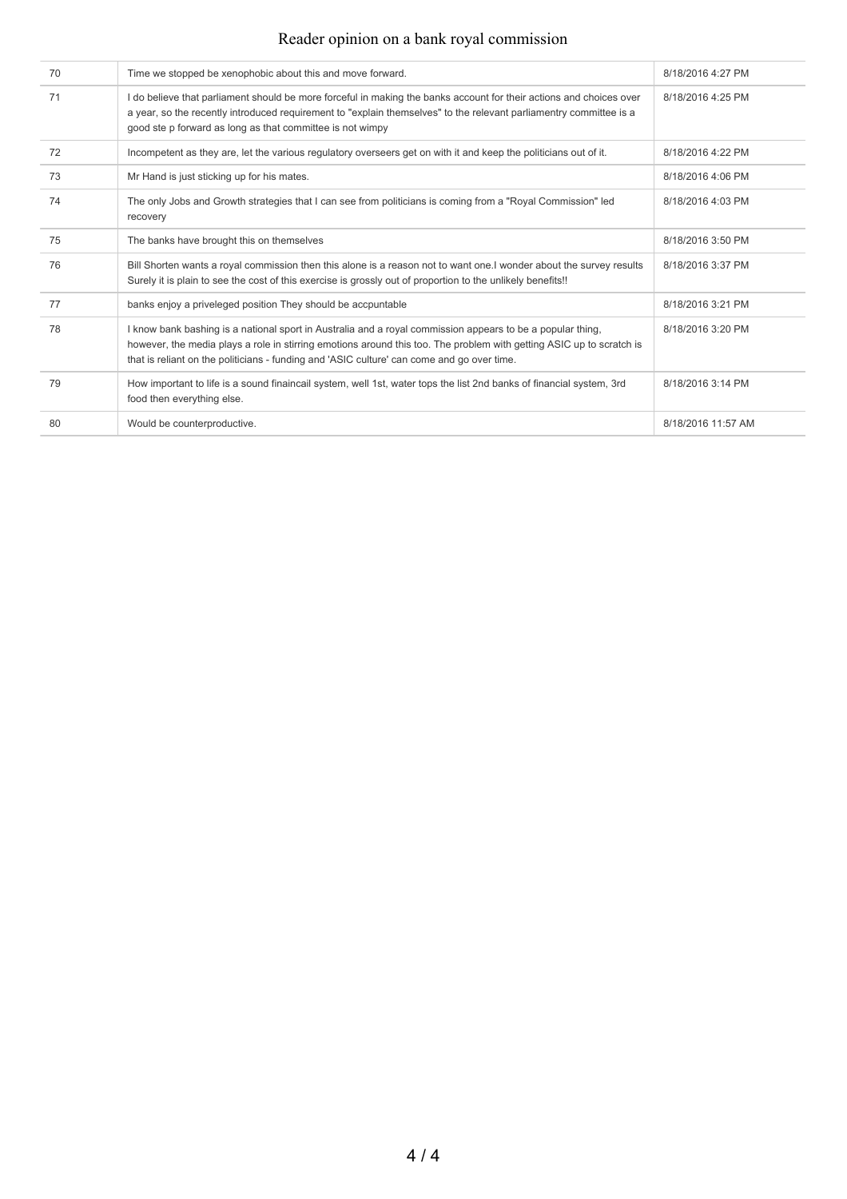| | | |
|---|---|---|
| 70 | Time we stopped be xenophobic about this and move forward. | 8/18/2016 4:27 PM |
| 71 | I do believe that parliament should be more forceful in making the banks account for their actions and choices over a year, so the recently introduced requirement to "explain themselves" to the relevant parliamentry committee is a good ste p forward as long as that committee is not wimpy | 8/18/2016 4:25 PM |
| 72 | Incompetent as they are, let the various regulatory overseers get on with it and keep the politicians out of it. | 8/18/2016 4:22 PM |
| 73 | Mr Hand is just sticking up for his mates. | 8/18/2016 4:06 PM |
| 74 | The only Jobs and Growth strategies that I can see from politicians is coming from a "Royal Commission" led recovery | 8/18/2016 4:03 PM |
| 75 | The banks have brought this on themselves | 8/18/2016 3:50 PM |
| 76 | Bill Shorten wants a royal commission then this alone is a reason not to want one.I wonder about the survey results Surely it is plain to see the cost of this exercise is grossly out of proportion to the unlikely benefits!! | 8/18/2016 3:37 PM |
| 77 | banks enjoy a priveleged position They should be accpuntable | 8/18/2016 3:21 PM |
| 78 | I know bank bashing is a national sport in Australia and a royal commission appears to be a popular thing, however, the media plays a role in stirring emotions around this too. The problem with getting ASIC up to scratch is that is reliant on the politicians - funding and 'ASIC culture' can come and go over time. | 8/18/2016 3:20 PM |
| 79 | How important to life is a sound finaincail system, well 1st, water tops the list 2nd banks of financial system, 3rd food then everything else. | 8/18/2016 3:14 PM |
| 80 | Would be counterproductive. | 8/18/2016 11:57 AM |